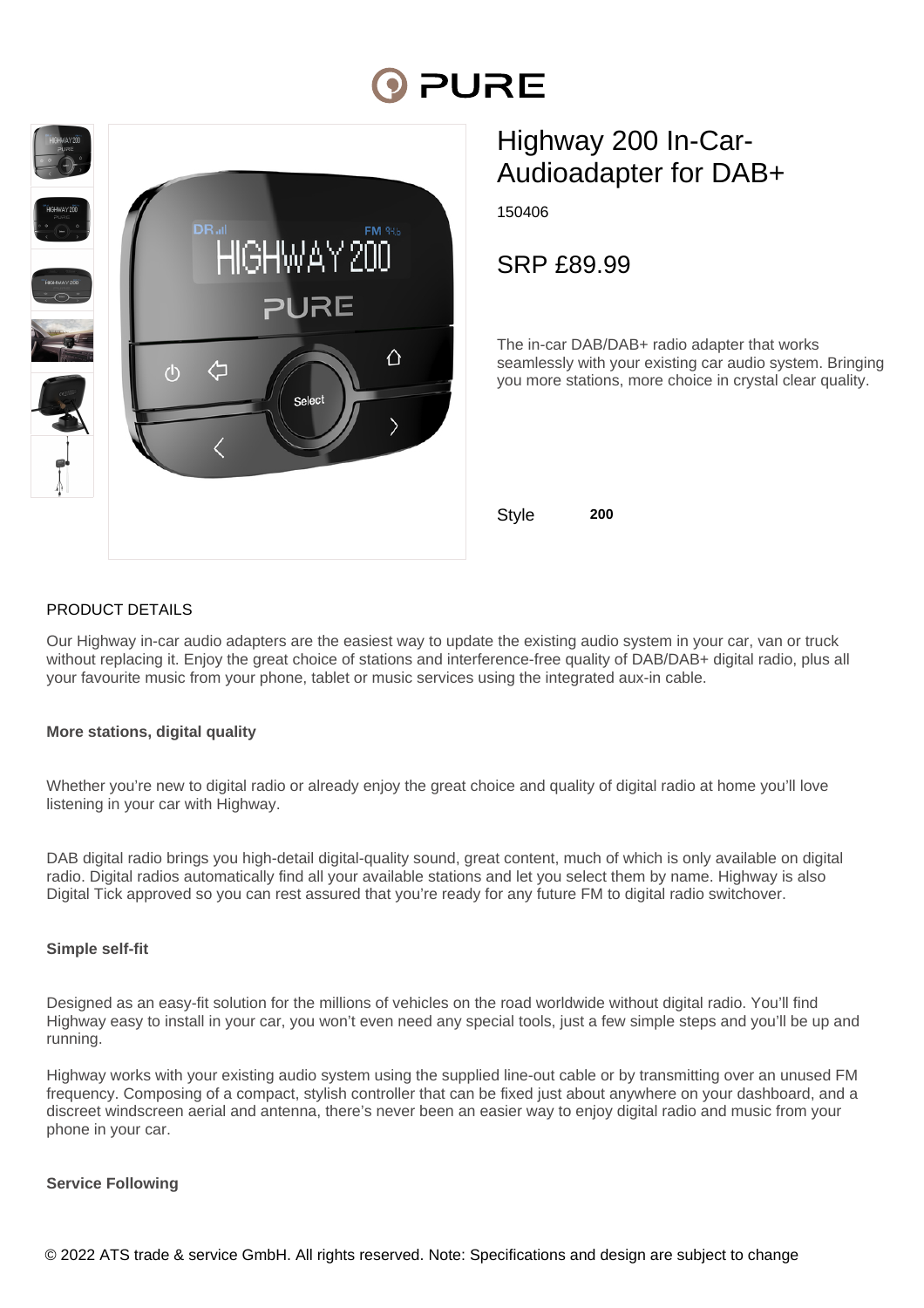# Highway 200 In-Car-Audioadapter for DAB+

150406

## SRP £89.99

The in-car DAB/DAB+ radio adapter that works seamlessly with your existing car audio system. Bringing you more stations, more choice in crystal clear quality.

Style **200**

## PRODUCT DETAILS

Our Highway in-car audio adapters are the easiest way to update the existing audio system in your car, van or truck without replacing it. Enjoy the great choice of stations and interference-free quality of DAB/DAB+ digital radio, plus all your favourite music from your phone, tablet or music services using the integrated aux-in cable.

**More stations, digital quality**

Whether you're new to digital radio or already enjoy the great choice and quality of digital radio at home you'll love listening in your car with Highway.

DAB digital radio brings you high-detail digital-quality sound, great content, much of which is only available on digital radio. Digital radios automatically find all your available stations and let you select them by name. Highway is also Digital Tick approved so you can rest assured that you're ready for any future FM to digital radio switchover.

**Simple self-fit**

Designed as an easy-fit solution for the millions of vehicles on the road worldwide without digital radio. You'll find Highway easy to install in your car, you won't even need any special tools, just a few simple steps and you'll be up and running.

Highway works with your existing audio system using the supplied line-out cable or by transmitting over an unused FM frequency. Composing of a compact, stylish controller that can be fixed just about anywhere on your dashboard, and a discreet windscreen aerial and antenna, there's never been an easier way to enjoy digital radio and music from your phone in your car.

**Service Following**

© 2022 ATS trade & service GmbH. All rights reserved. Note: Specifications and design are subject to change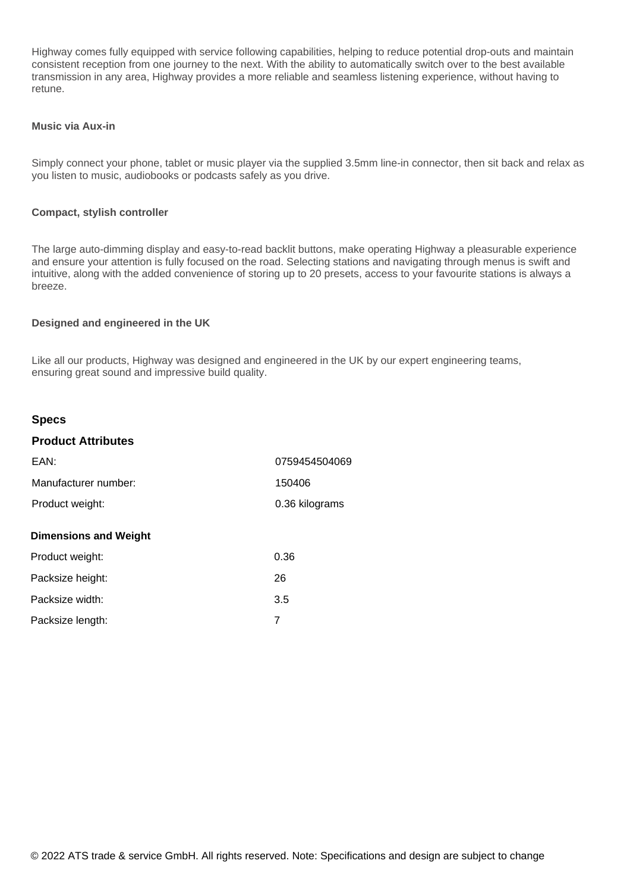Highway comes fully equipped with service following capabilities, helping to reduce potential drop-outs and maintain consistent reception from one journey to the next. With the ability to automatically switch over to the best available transmission in any area, Highway provides a more reliable and seamless listening experience, without having to retune.

**Music via Aux-in**

Simply connect your phone, tablet or music player via the supplied 3.5mm line-in connector, then sit back and relax as you listen to music, audiobooks or podcasts safely as you drive.

**Compact, stylish controller**

The large auto-dimming display and easy-to-read backlit buttons, make operating Highway a pleasurable experience and ensure your attention is fully focused on the road. Selecting stations and navigating through menus is swift and intuitive, along with the added convenience of storing up to 20 presets, access to your favourite stations is always a breeze.

**Designed and engineered in the UK**

Like all our products, Highway was designed and engineered in the UK by our expert engineering teams, ensuring great sound and impressive build quality.

## Specs

### Product Attributes

| | |
|---|---|
| EAN: | 0759454504069 |
| Manufacturer number: | 150406 |
| Product weight: | 0.36 kilograms |

### Dimensions and Weight

| | |
|---|---|
| Product weight: | 0.36 |
| Packsize height: | 26 |
| Packsize width: | 3.5 |
| Packsize length: | 7 |

© 2022 ATS trade & service GmbH. All rights reserved. Note: Specifications and design are subject to change